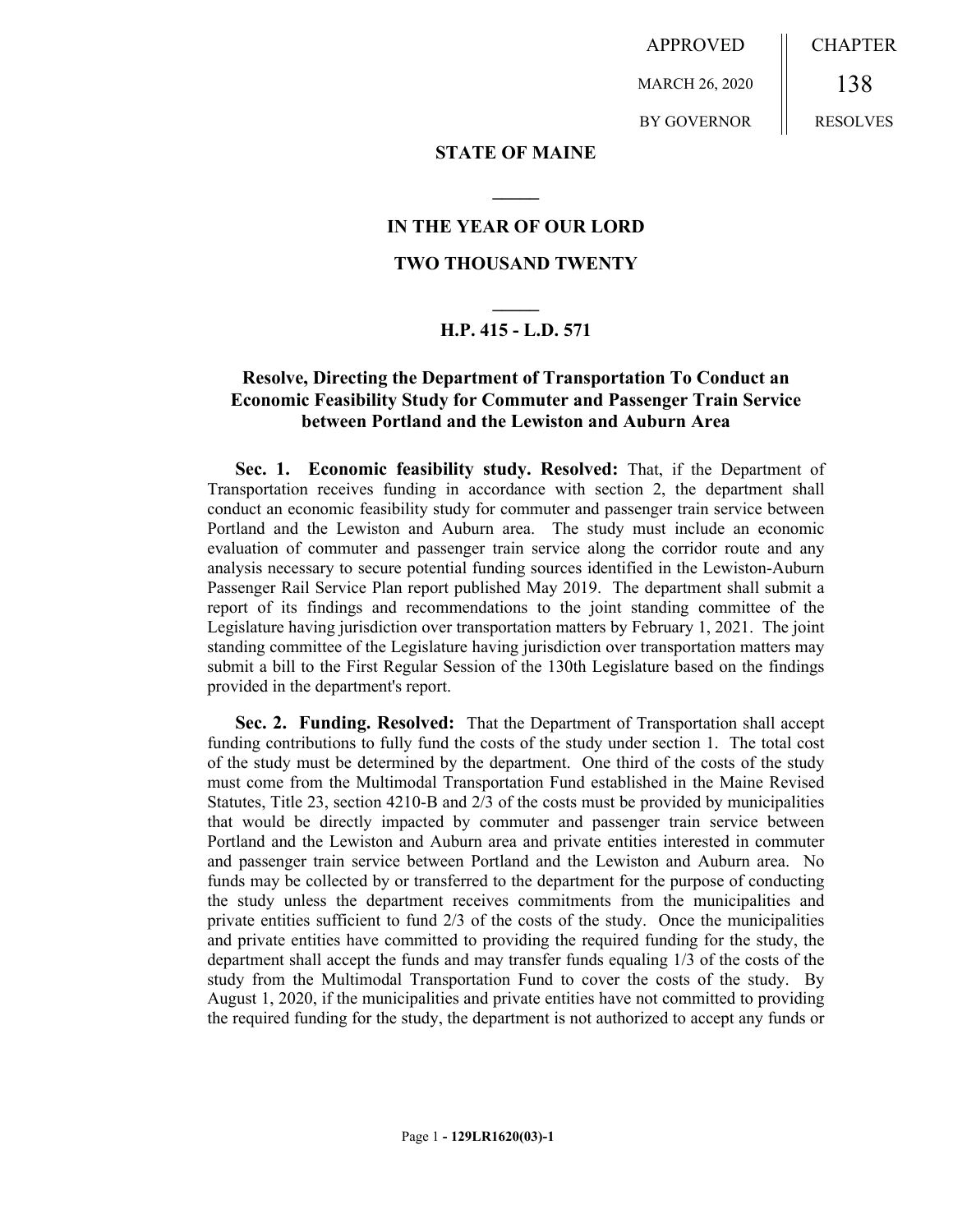APPROVED

MARCH 26, 2020

BY GOVERNOR

CHAPTER

138

RESOLVES

**STATE OF MAINE**

**IN THE YEAR OF OUR LORD**

**TWO THOUSAND TWENTY**

**H.P. 415 - L.D. 571**

**Resolve, Directing the Department of Transportation To Conduct an Economic Feasibility Study for Commuter and Passenger Train Service between Portland and the Lewiston and Auburn Area**

**Sec. 1. Economic feasibility study. Resolved:** That, if the Department of Transportation receives funding in accordance with section 2, the department shall conduct an economic feasibility study for commuter and passenger train service between Portland and the Lewiston and Auburn area. The study must include an economic evaluation of commuter and passenger train service along the corridor route and any analysis necessary to secure potential funding sources identified in the Lewiston-Auburn Passenger Rail Service Plan report published May 2019. The department shall submit a report of its findings and recommendations to the joint standing committee of the Legislature having jurisdiction over transportation matters by February 1, 2021. The joint standing committee of the Legislature having jurisdiction over transportation matters may submit a bill to the First Regular Session of the 130th Legislature based on the findings provided in the department's report.

**Sec. 2. Funding. Resolved:** That the Department of Transportation shall accept funding contributions to fully fund the costs of the study under section 1. The total cost of the study must be determined by the department. One third of the costs of the study must come from the Multimodal Transportation Fund established in the Maine Revised Statutes, Title 23, section 4210-B and 2/3 of the costs must be provided by municipalities that would be directly impacted by commuter and passenger train service between Portland and the Lewiston and Auburn area and private entities interested in commuter and passenger train service between Portland and the Lewiston and Auburn area. No funds may be collected by or transferred to the department for the purpose of conducting the study unless the department receives commitments from the municipalities and private entities sufficient to fund 2/3 of the costs of the study. Once the municipalities and private entities have committed to providing the required funding for the study, the department shall accept the funds and may transfer funds equaling 1/3 of the costs of the study from the Multimodal Transportation Fund to cover the costs of the study. By August 1, 2020, if the municipalities and private entities have not committed to providing the required funding for the study, the department is not authorized to accept any funds or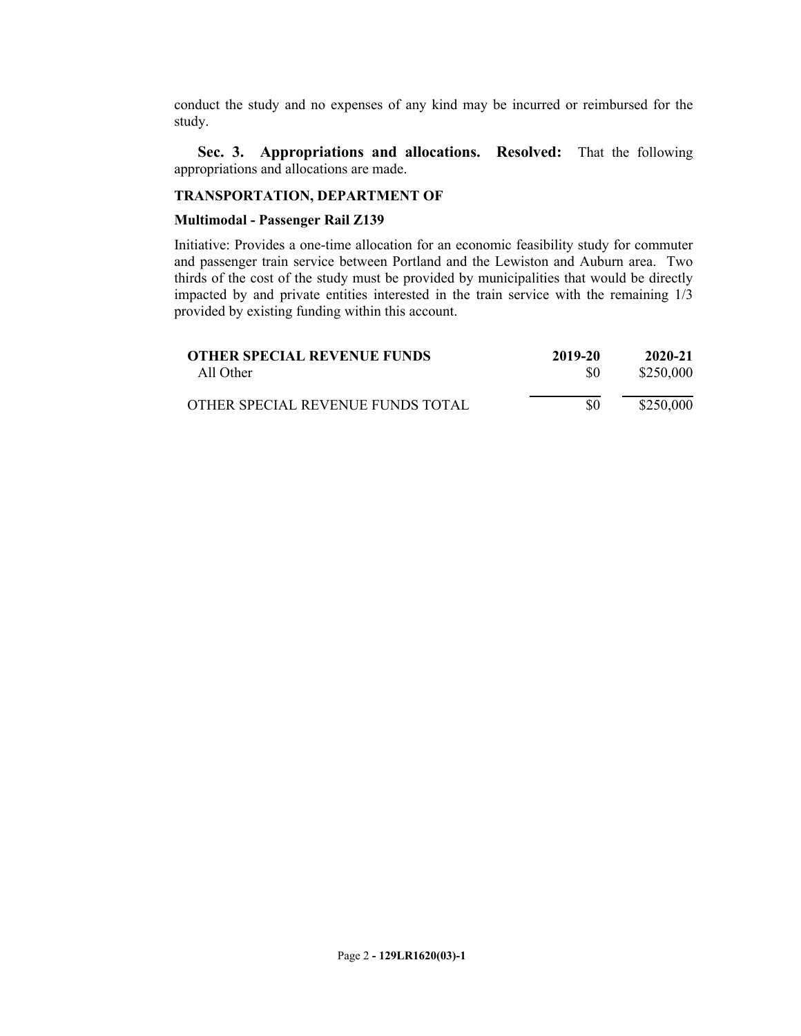conduct the study and no expenses of any kind may be incurred or reimbursed for the study.

**Sec. 3. Appropriations and allocations. Resolved:** That the following appropriations and allocations are made.

**TRANSPORTATION, DEPARTMENT OF**

**Multimodal - Passenger Rail Z139**

Initiative: Provides a one-time allocation for an economic feasibility study for commuter and passenger train service between Portland and the Lewiston and Auburn area. Two thirds of the cost of the study must be provided by municipalities that would be directly impacted by and private entities interested in the train service with the remaining 1/3 provided by existing funding within this account.

| **OTHER SPECIAL REVENUE FUNDS** | **2019-20** | **2020-21** |
|---|---|---|
| All Other | $0 | $250,000 |
| OTHER SPECIAL REVENUE FUNDS TOTAL | $0 | $250,000 |